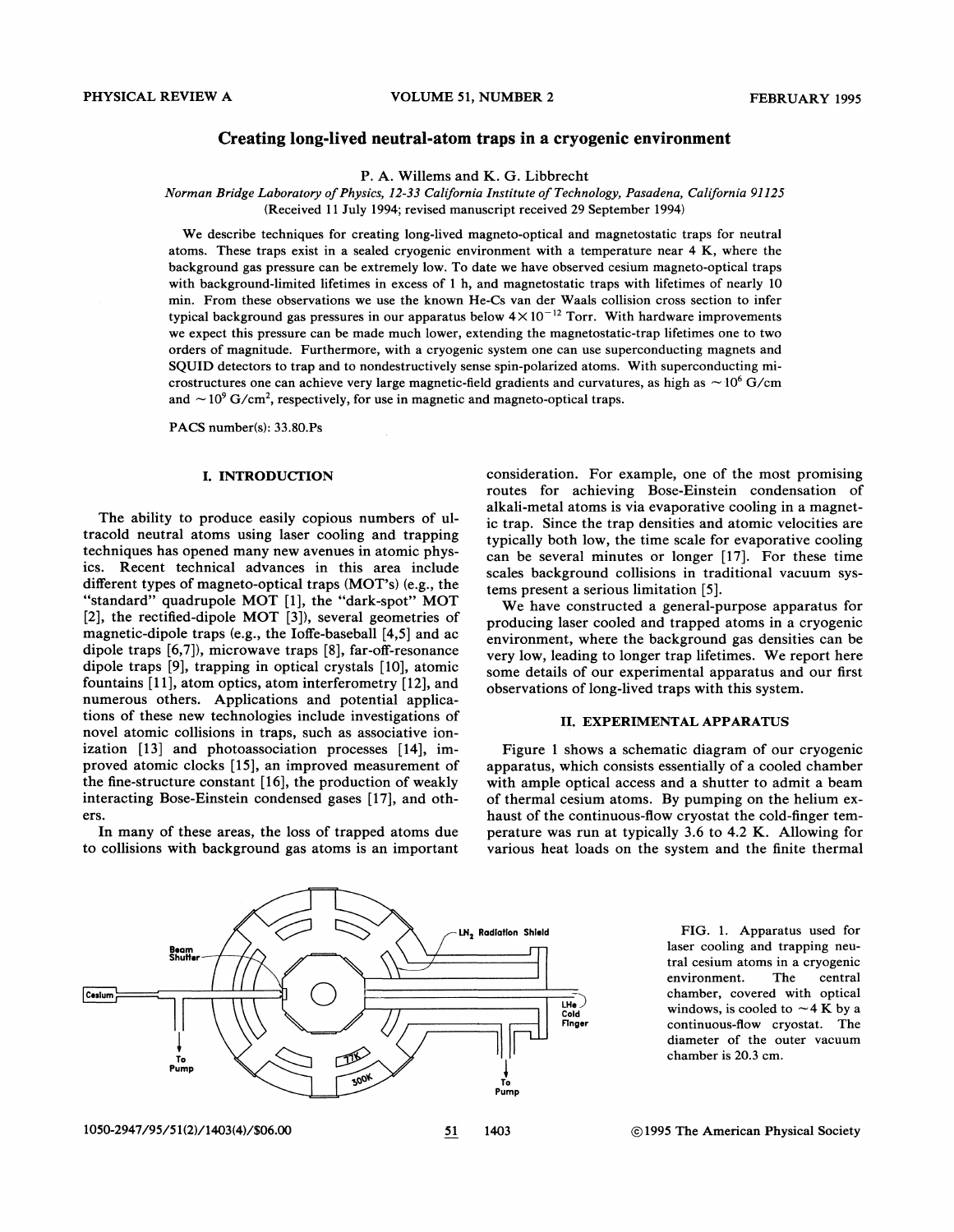# Creating long-lived neutral-atom traps in a cryogenic environment

P. A. Willems and K. G. Libbrecht

*Norman Bridge Laboratory of Physics, 12-33 California Institute of Technology, Pasadena, California 91125*

(Received 11 July 1994; revised manuscript received 29 September 1994)

We describe techniques for creating long-lived magneto-optical and magnetostatic traps for neutral atoms. These traps exist in a sealed cryogenic environment with a temperature near 4 K, where the background gas pressure can be extremely low. To date we have observed cesium magneto-optical traps with background-limited lifetimes in excess of 1 h, and magnetostatic traps with lifetimes of nearly 10 min. From these observations we use the known He-Cs van der Waals collision cross section to infer typical background gas pressures in our apparatus below $4\times10^{-12}$ Torr. With hardware improvements we expect this pressure can be made much lower, extending the magnetostatic-trap lifetimes one to two orders of magnitude. Furthermore, with a cryogenic system one can use superconducting magnets and SQUID detectors to trap and to nondestructively sense spin-polarized atoms. With superconducting microstructures one can achieve very large magnetic-field gradients and curvatures, as high as $\sim10^6$ G/cm and $\sim10^9$ G/cm$^2$, respectively, for use in magnetic and magneto-optical traps.

PACS number(s): 33.80.Ps

## I. INTRODUCTION

The ability to produce easily copious numbers of ultracold neutral atoms using laser cooling and trapping techniques has opened many new avenues in atomic physics. Recent technical advances in this area include different types of magneto-optical traps (MOT's) (e.g., the "standard" quadrupole MOT [1], the "dark-spot" MOT [2], the rectified-dipole MOT [3]), several geometries of magnetic-dipole traps (e.g., the Ioffe-baseball [4,5] and ac dipole traps [6,7]), microwave traps [8], far-off-resonance dipole traps [9], trapping in optical crystals [10], atomic fountains [11], atom optics, atom interferometry [12], and numerous others. Applications and potential applications of these new technologies include investigations of novel atomic collisions in traps, such as associative ionization [13] and photoassociation processes [14], improved atomic clocks [15], an improved measurement of the fine-structure constant [16], the production of weakly interacting Bose-Einstein condensed gases [17], and others.

In many of these areas, the loss of trapped atoms due to collisions with background gas atoms is an important consideration. For example, one of the most promising routes for achieving Bose-Einstein condensation of alkali-metal atoms is via evaporative cooling in a magnetic trap. Since the trap densities and atomic velocities are typically both low, the time scale for evaporative cooling can be several minutes or longer [17]. For these time scales background collisions in traditional vacuum systems present a serious limitation [5].

We have constructed a general-purpose apparatus for producing laser cooled and trapped atoms in a cryogenic environment, where the background gas densities can be very low, leading to longer trap lifetimes. We report here some details of our experimental apparatus and our first observations of long-lived traps with this system.

## II. EXPERIMENTAL APPARATUS

Figure 1 shows a schematic diagram of our cryogenic apparatus, which consists essentially of a cooled chamber with ample optical access and a shutter to admit a beam of thermal cesium atoms. By pumping on the helium exhaust of the continuous-flow cryostat the cold-finger temperature was run at typically 3.6 to 4.2 K. Allowing for various heat loads on the system and the finite thermal

FIG. 1. Apparatus used for laser cooling and trapping neutral cesium atoms in a cryogenic environment. The central chamber, covered with optical windows, is cooled to $\sim4$ K by a continuous-flow cryostat. The diameter of the outer vacuum chamber is 20.3 cm.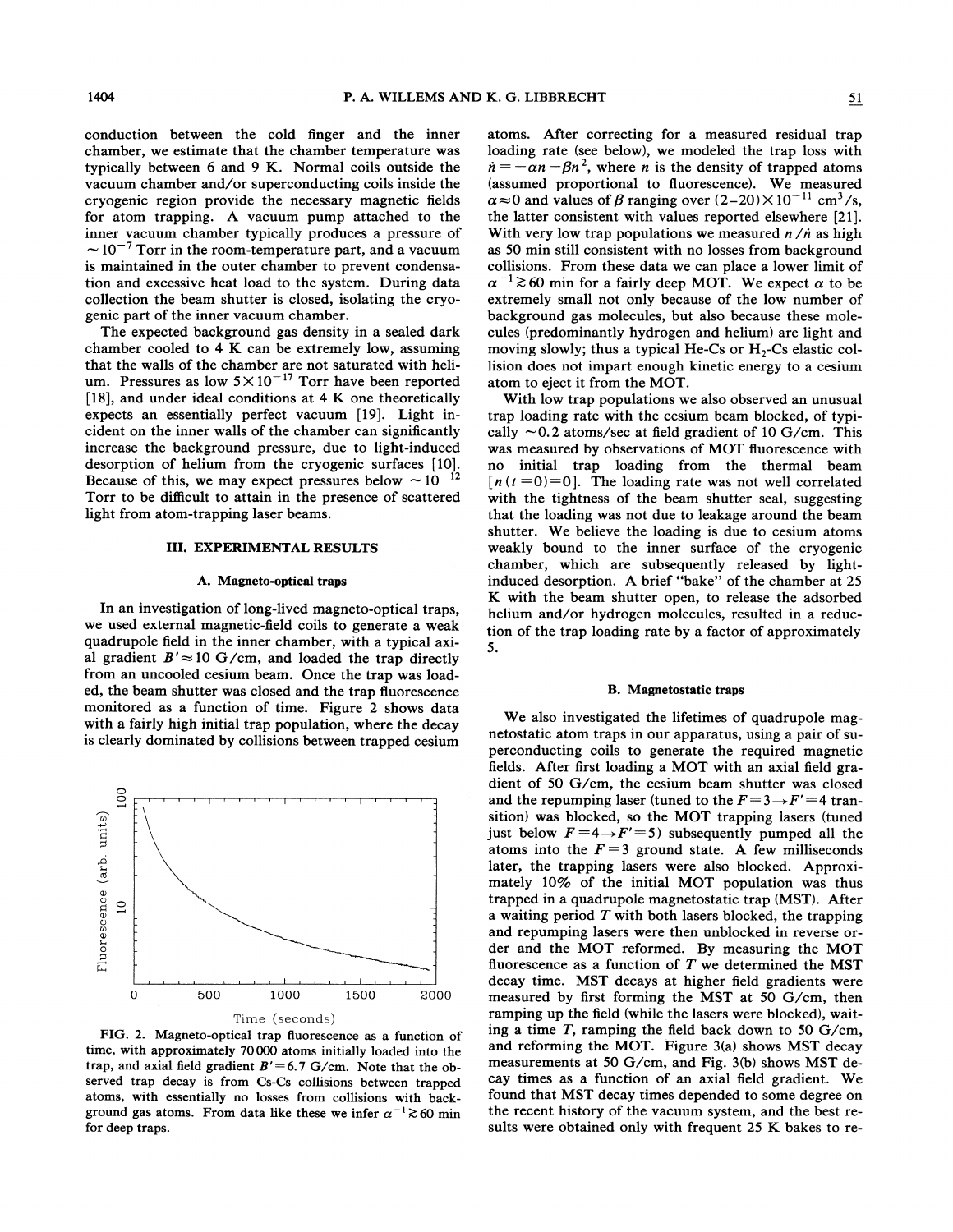conduction between the cold finger and the inner chamber, we estimate that the chamber temperature was typically between 6 and 9 K. Normal coils outside the vacuum chamber and/or superconducting coils inside the cryogenic region provide the necessary magnetic fields for atom trapping. A vacuum pump attached to the inner vacuum chamber typically produces a pressure of $\sim 10^{-7}$ Torr in the room-temperature part, and a vacuum is maintained in the outer chamber to prevent condensation and excessive heat load to the system. During data collection the beam shutter is closed, isolating the cryogenic part of the inner vacuum chamber.

The expected background gas density in a sealed dark chamber cooled to 4 K can be extremely low, assuming that the walls of the chamber are not saturated with helium. Pressures as low $5\times 10^{-17}$ Torr have been reported [18], and under ideal conditions at 4 K one theoretically expects an essentially perfect vacuum [19]. Light incident on the inner walls of the chamber can significantly increase the background pressure, due to light-induced desorption of helium from the cryogenic surfaces [10]. Because of this, we may expect pressures below $\sim 10^{-12}$ Torr to be difficult to attain in the presence of scattered light from atom-trapping laser beams.

## III. EXPERIMENTAL RESULTS

### A. Magneto-optical traps

In an investigation of long-lived magneto-optical traps, we used external magnetic-field coils to generate a weak quadrupole field in the inner chamber, with a typical axial gradient $B' \approx 10$ G/cm, and loaded the trap directly from an uncooled cesium beam. Once the trap was loaded, the beam shutter was closed and the trap fluorescence monitored as a function of time. Figure 2 shows data with a fairly high initial trap population, where the decay is clearly dominated by collisions between trapped cesium atoms. After correcting for a measured residual trap loading rate (see below), we modeled the trap loss with $\dot{n} = -\alpha n - \beta n^2$, where $n$ is the density of trapped atoms (assumed proportional to fluorescence). We measured $\alpha \approx 0$ and values of $\beta$ ranging over $(2\text{–}20)\times 10^{-11}$ cm$^3$/s, the latter consistent with values reported elsewhere [21]. With very low trap populations we measured $n/\dot{n}$ as high as 50 min still consistent with no losses from background collisions. From these data we can place a lower limit of $\alpha^{-1} \gtrsim 60$ min for a fairly deep MOT. We expect $\alpha$ to be extremely small not only because of the low number of background gas molecules, but also because these molecules (predominantly hydrogen and helium) are light and moving slowly; thus a typical He-Cs or $H_2$-Cs elastic collision does not impart enough kinetic energy to a cesium atom to eject it from the MOT.

FIG. 2. Magneto-optical trap fluorescence as a function of time, with approximately 70 000 atoms initially loaded into the trap, and axial field gradient $B' = 6.7$ G/cm. Note that the observed trap decay is from Cs-Cs collisions between trapped atoms, with essentially no losses from collisions with background gas atoms. From data like these we infer $\alpha^{-1} \gtrsim 60$ min for deep traps.

With low trap populations we also observed an unusual trap loading rate with the cesium beam blocked, of typically $\sim 0.2$ atoms/sec at field gradient of 10 G/cm. This was measured by observations of MOT fluorescence with no initial trap loading from the thermal beam $[n(t=0)=0]$. The loading rate was not well correlated with the tightness of the beam shutter seal, suggesting that the loading was not due to leakage around the beam shutter. We believe the loading is due to cesium atoms weakly bound to the inner surface of the cryogenic chamber, which are subsequently released by light-induced desorption. A brief "bake" of the chamber at 25 K with the beam shutter open, to release the adsorbed helium and/or hydrogen molecules, resulted in a reduction of the trap loading rate by a factor of approximately 5.

### B. Magnetostatic traps

We also investigated the lifetimes of quadrupole magnetostatic atom traps in our apparatus, using a pair of superconducting coils to generate the required magnetic fields. After first loading a MOT with an axial field gradient of 50 G/cm, the cesium beam shutter was closed and the repumping laser (tuned to the $F=3 \rightarrow F'=4$ transition) was blocked, so the MOT trapping lasers (tuned just below $F=4 \rightarrow F'=5$) subsequently pumped all the atoms into the $F=3$ ground state. A few milliseconds later, the trapping lasers were also blocked. Approximately 10% of the initial MOT population was thus trapped in a quadrupole magnetostatic trap (MST). After a waiting period $T$ with both lasers blocked, the trapping and repumping lasers were then unblocked in reverse order and the MOT reformed. By measuring the MOT fluorescence as a function of $T$ we determined the MST decay time. MST decays at higher field gradients were measured by first forming the MST at 50 G/cm, then ramping up the field (while the lasers were blocked), waiting a time $T$, ramping the field back down to 50 G/cm, and reforming the MOT. Figure 3(a) shows MST decay measurements at 50 G/cm, and Fig. 3(b) shows MST decay times as a function of an axial field gradient. We found that MST decay times depended to some degree on the recent history of the vacuum system, and the best results were obtained only with frequent 25 K bakes to re-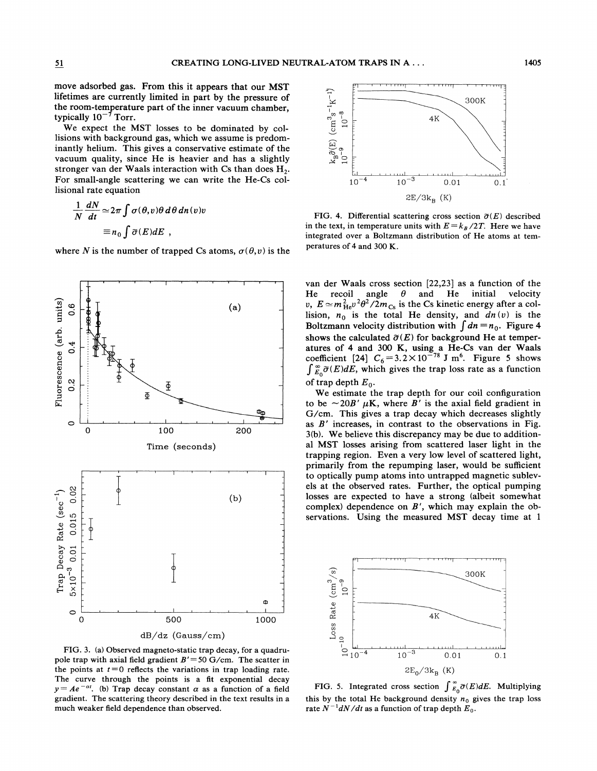move adsorbed gas. From this it appears that our MST lifetimes are currently limited in part by the pressure of the room-temperature part of the inner vacuum chamber, typically $10^{-7}$ Torr.

We expect the MST losses to be dominated by collisions with background gas, which we assume is predominantly helium. This gives a conservative estimate of the vacuum quality, since He is heavier and has a slightly stronger van der Waals interaction with Cs than does $H_2$. For small-angle scattering we can write the He-Cs collisional rate equation

$$\frac{1}{N}\frac{dN}{dt} \simeq 2\pi \int \sigma(\theta, v)\theta \, d\theta \, dn(v) v$$
$$\equiv n_0 \int \tilde{\sigma}(E) dE ,$$

where $N$ is the number of trapped Cs atoms, $\sigma(\theta, v)$ is the van der Waals cross section [22,23] as a function of the He recoil angle $\theta$ and He initial velocity $v$, $E \simeq m_{\mathrm{He}}^2 v^2 \theta^2 / 2m_{\mathrm{Cs}}$ is the Cs kinetic energy after a collision, $n_0$ is the total He density, and $dn(v)$ is the Boltzmann velocity distribution with $\int dn = n_0$. Figure 4 shows the calculated $\tilde{\sigma}(E)$ for background He at temperatures of 4 and 300 K, using a He-Cs van der Waals coefficient [24] $C_6 = 3.2 \times 10^{-78}$ J m$^6$. Figure 5 shows $\int_{E_0}^{\infty} \tilde{\sigma}(E) dE$, which gives the trap loss rate as a function of trap depth $E_0$.

We estimate the trap depth for our coil configuration to be $\sim 20B'$ $\mu$K, where $B'$ is the axial field gradient in G/cm. This gives a trap decay which decreases slightly as $B'$ increases, in contrast to the observations in Fig. 3(b). We believe this discrepancy may be due to additional MST losses arising from scattered laser light in the trapping region. Even a very low level of scattered light, primarily from the repumping laser, would be sufficient to optically pump atoms into untrapped magnetic sublevels at the observed rates. Further, the optical pumping losses are expected to have a strong (albeit somewhat complex) dependence on $B'$, which may explain the observations. Using the measured MST decay time at 1

FIG. 3. (a) Observed magneto-static trap decay, for a quadrupole trap with axial field gradient $B' = 50$ G/cm. The scatter in the points at $t = 0$ reflects the variations in trap loading rate. The curve through the points is a fit exponential decay $y = Ae^{-\alpha t}$. (b) Trap decay constant $\alpha$ as a function of a field gradient. The scattering theory described in the text results in a much weaker field dependence than observed.

FIG. 4. Differential scattering cross section $\tilde{\sigma}(E)$ described in the text, in temperature units with $E = k_B/2T$. Here we have integrated over a Boltzmann distribution of He atoms at temperatures of 4 and 300 K.

FIG. 5. Integrated cross section $\int_{E_0}^{\infty} \tilde{\sigma}(E) dE$. Multiplying this by the total He background density $n_0$ gives the trap loss rate $N^{-1} dN/dt$ as a function of trap depth $E_0$.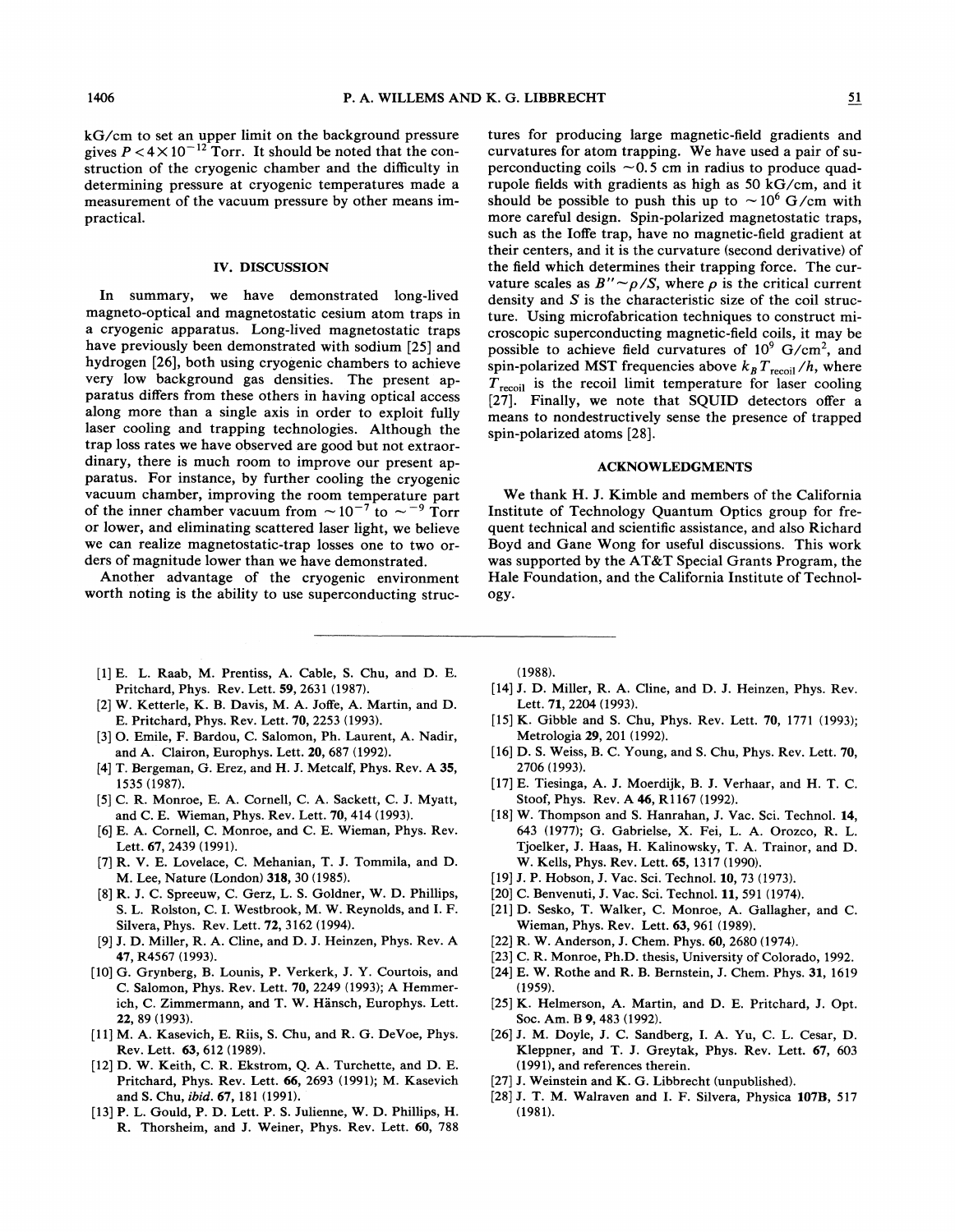kG/cm to set an upper limit on the background pressure gives $P < 4 \times 10^{-12}$ Torr. It should be noted that the construction of the cryogenic chamber and the difficulty in determining pressure at cryogenic temperatures made a measurement of the vacuum pressure by other means impractical.

## IV. DISCUSSION

In summary, we have demonstrated long-lived magneto-optical and magnetostatic cesium atom traps in a cryogenic apparatus. Long-lived magnetostatic traps have previously been demonstrated with sodium [25] and hydrogen [26], both using cryogenic chambers to achieve very low background gas densities. The present apparatus differs from these others in having optical access along more than a single axis in order to exploit fully laser cooling and trapping technologies. Although the trap loss rates we have observed are good but not extraordinary, there is much room to improve our present apparatus. For instance, by further cooling the cryogenic vacuum chamber, improving the room temperature part of the inner chamber vacuum from $\sim 10^{-7}$ to $\sim^{-9}$ Torr or lower, and eliminating scattered laser light, we believe we can realize magnetostatic-trap losses one to two orders of magnitude lower than we have demonstrated.

Another advantage of the cryogenic environment worth noting is the ability to use superconducting structures for producing large magnetic-field gradients and curvatures for atom trapping. We have used a pair of superconducting coils $\sim 0.5$ cm in radius to produce quadrupole fields with gradients as high as 50 kG/cm, and it should be possible to push this up to $\sim 10^6$ G/cm with more careful design. Spin-polarized magnetostatic traps, such as the Ioffe trap, have no magnetic-field gradient at their centers, and it is the curvature (second derivative) of the field which determines their trapping force. The curvature scales as $B'' \sim \rho / S$, where $\rho$ is the critical current density and $S$ is the characteristic size of the coil structure. Using microfabrication techniques to construct microscopic superconducting magnetic-field coils, it may be possible to achieve field curvatures of $10^9$ G/cm$^2$, and spin-polarized MST frequencies above $k_B T_{\text{recoil}}/h$, where $T_{\text{recoil}}$ is the recoil limit temperature for laser cooling [27]. Finally, we note that SQUID detectors offer a means to nondestructively sense the presence of trapped spin-polarized atoms [28].

## ACKNOWLEDGMENTS

We thank H. J. Kimble and members of the California Institute of Technology Quantum Optics group for frequent technical and scientific assistance, and also Richard Boyd and Gane Wong for useful discussions. This work was supported by the AT&T Special Grants Program, the Hale Foundation, and the California Institute of Technology.

---

[1] E. L. Raab, M. Prentiss, A. Cable, S. Chu, and D. E. Pritchard, Phys. Rev. Lett. **59**, 2631 (1987).

[2] W. Ketterle, K. B. Davis, M. A. Joffe, A. Martin, and D. E. Pritchard, Phys. Rev. Lett. **70**, 2253 (1993).

[3] O. Emile, F. Bardou, C. Salomon, Ph. Laurent, A. Nadir, and A. Clairon, Europhys. Lett. **20**, 687 (1992).

[4] T. Bergeman, G. Erez, and H. J. Metcalf, Phys. Rev. A **35**, 1535 (1987).

[5] C. R. Monroe, E. A. Cornell, C. A. Sackett, C. J. Myatt, and C. E. Wieman, Phys. Rev. Lett. **70**, 414 (1993).

[6] E. A. Cornell, C. Monroe, and C. E. Wieman, Phys. Rev. Lett. **67**, 2439 (1991).

[7] R. V. E. Lovelace, C. Mehanian, T. J. Tommila, and D. M. Lee, Nature (London) **318**, 30 (1985).

[8] R. J. C. Spreeuw, C. Gerz, L. S. Goldner, W. D. Phillips, S. L. Rolston, C. I. Westbrook, M. W. Reynolds, and I. F. Silvera, Phys. Rev. Lett. **72**, 3162 (1994).

[9] J. D. Miller, R. A. Cline, and D. J. Heinzen, Phys. Rev. A **47**, R4567 (1993).

[10] G. Grynberg, B. Lounis, P. Verkerk, J. Y. Courtois, and C. Salomon, Phys. Rev. Lett. **70**, 2249 (1993); A Hemmerich, C. Zimmermann, and T. W. Hänsch, Europhys. Lett. **22**, 89 (1993).

[11] M. A. Kasevich, E. Riis, S. Chu, and R. G. DeVoe, Phys. Rev. Lett. **63**, 612 (1989).

[12] D. W. Keith, C. R. Ekstrom, Q. A. Turchette, and D. E. Pritchard, Phys. Rev. Lett. **66**, 2693 (1991); M. Kasevich and S. Chu, *ibid.* **67**, 181 (1991).

[13] P. L. Gould, P. D. Lett. P. S. Julienne, W. D. Phillips, H. R. Thorsheim, and J. Weiner, Phys. Rev. Lett. **60**, 788 (1988).

[14] J. D. Miller, R. A. Cline, and D. J. Heinzen, Phys. Rev. Lett. **71**, 2204 (1993).

[15] K. Gibble and S. Chu, Phys. Rev. Lett. **70**, 1771 (1993); Metrologia **29**, 201 (1992).

[16] D. S. Weiss, B. C. Young, and S. Chu, Phys. Rev. Lett. **70**, 2706 (1993).

[17] E. Tiesinga, A. J. Moerdijk, B. J. Verhaar, and H. T. C. Stoof, Phys. Rev. A **46**, R1167 (1992).

[18] W. Thompson and S. Hanrahan, J. Vac. Sci. Technol. **14**, 643 (1977); G. Gabrielse, X. Fei, L. A. Orozco, R. L. Tjoelker, J. Haas, H. Kalinowsky, T. A. Trainor, and D. W. Kells, Phys. Rev. Lett. **65**, 1317 (1990).

[19] J. P. Hobson, J. Vac. Sci. Technol. **10**, 73 (1973).

[20] C. Benvenuti, J. Vac. Sci. Technol. **11**, 591 (1974).

[21] D. Sesko, T. Walker, C. Monroe, A. Gallagher, and C. Wieman, Phys. Rev. Lett. **63**, 961 (1989).

[22] R. W. Anderson, J. Chem. Phys. **60**, 2680 (1974).

[23] C. R. Monroe, Ph.D. thesis, University of Colorado, 1992.

[24] E. W. Rothe and R. B. Bernstein, J. Chem. Phys. **31**, 1619 (1959).

[25] K. Helmerson, A. Martin, and D. E. Pritchard, J. Opt. Soc. Am. B **9**, 483 (1992).

[26] J. M. Doyle, J. C. Sandberg, I. A. Yu, C. L. Cesar, D. Kleppner, and T. J. Greytak, Phys. Rev. Lett. **67**, 603 (1991), and references therein.

[27] J. Weinstein and K. G. Libbrecht (unpublished).

[28] J. T. M. Walraven and I. F. Silvera, Physica **107B**, 517 (1981).